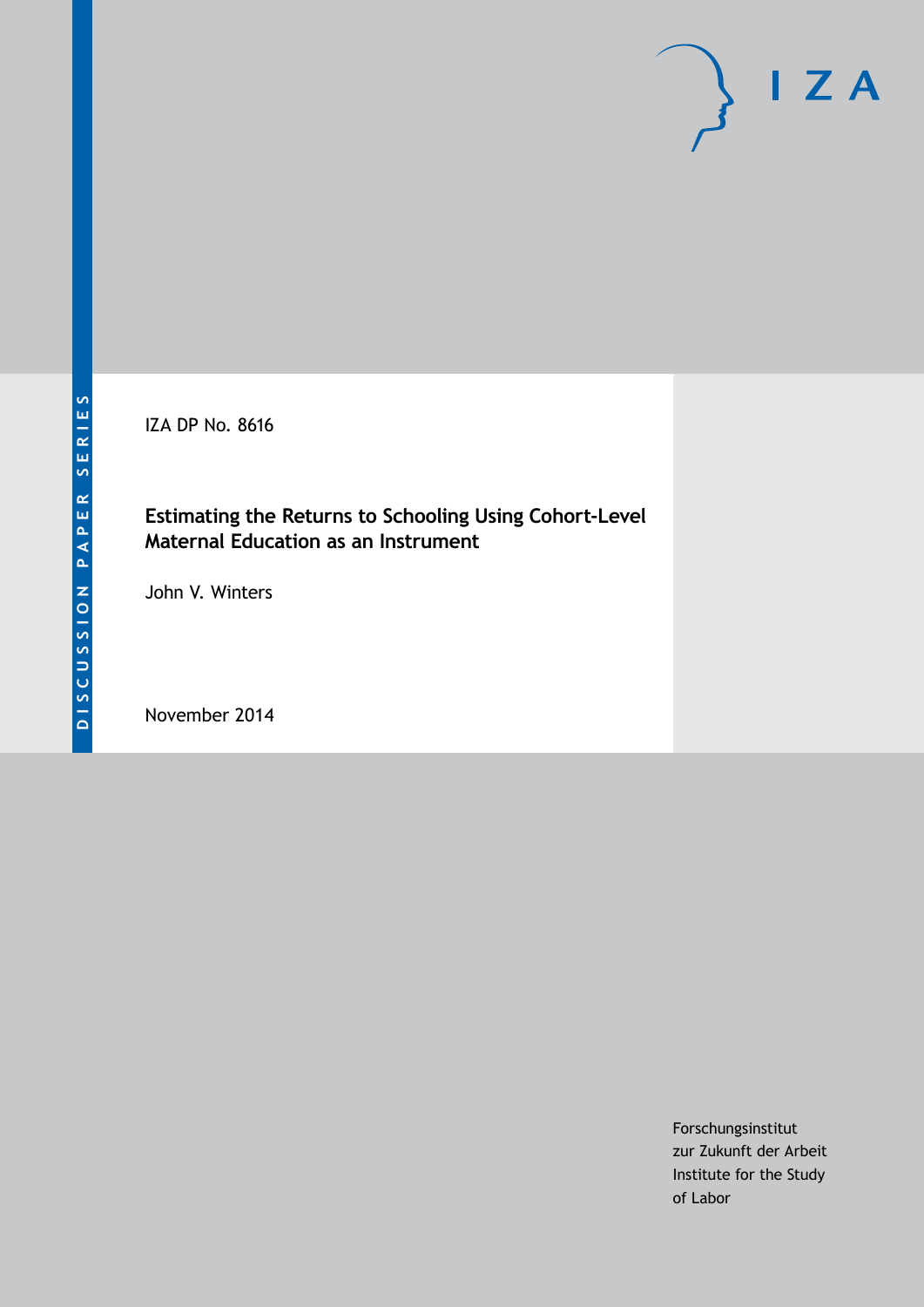DISCUSSION PAPER SERIES

IZA DP No. 8616

# Estimating the Returns to Schooling Using Cohort-Level Maternal Education as an Instrument

John V. Winters

November 2014

Forschungsinstitut
zur Zukunft der Arbeit
Institute for the Study
of Labor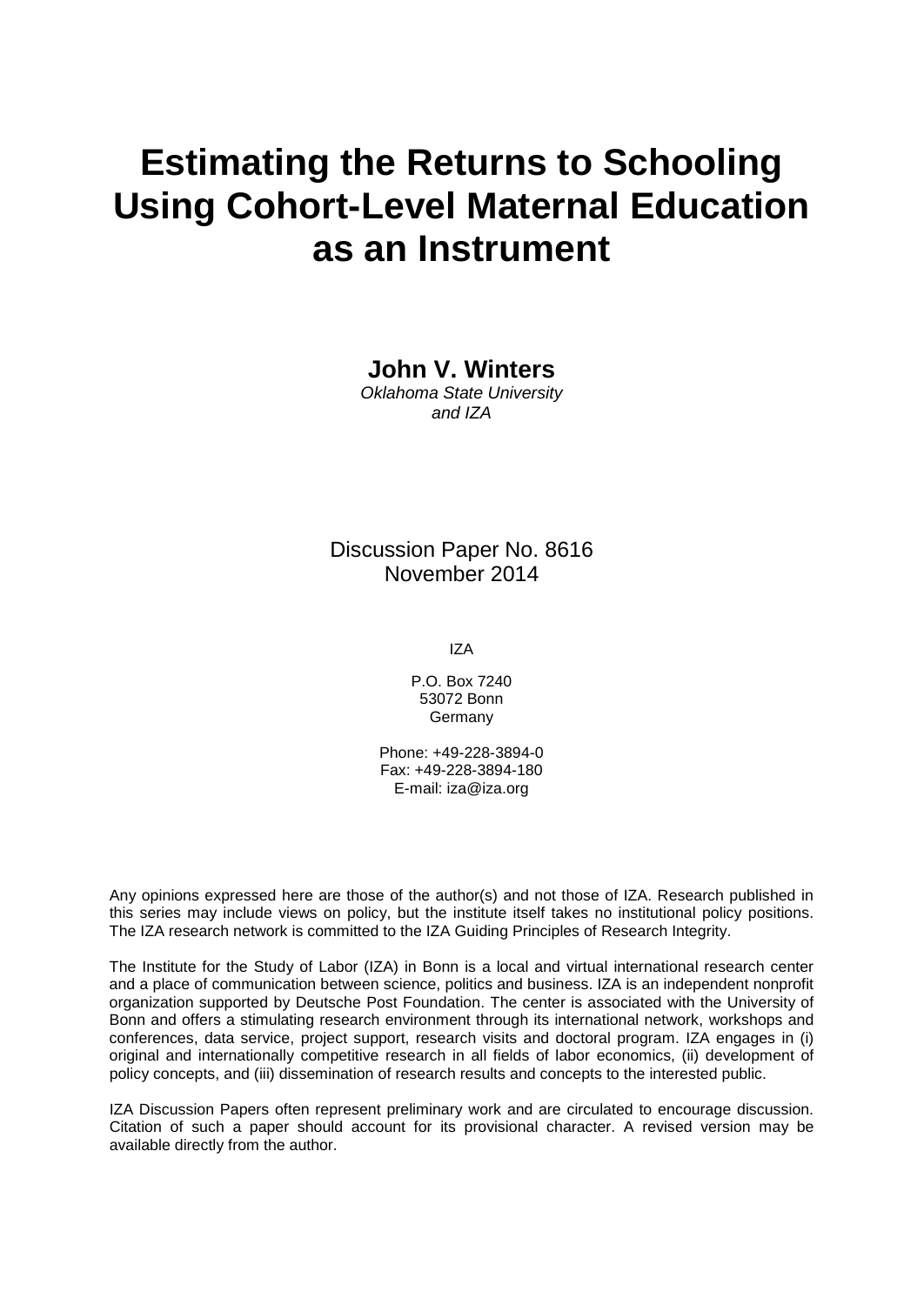# Estimating the Returns to Schooling Using Cohort-Level Maternal Education as an Instrument

**John V. Winters**
*Oklahoma State University and IZA*

Discussion Paper No. 8616
November 2014

IZA

P.O. Box 7240
53072 Bonn
Germany

Phone: +49-228-3894-0
Fax: +49-228-3894-180
E-mail: iza@iza.org

Any opinions expressed here are those of the author(s) and not those of IZA. Research published in this series may include views on policy, but the institute itself takes no institutional policy positions. The IZA research network is committed to the IZA Guiding Principles of Research Integrity.

The Institute for the Study of Labor (IZA) in Bonn is a local and virtual international research center and a place of communication between science, politics and business. IZA is an independent nonprofit organization supported by Deutsche Post Foundation. The center is associated with the University of Bonn and offers a stimulating research environment through its international network, workshops and conferences, data service, project support, research visits and doctoral program. IZA engages in (i) original and internationally competitive research in all fields of labor economics, (ii) development of policy concepts, and (iii) dissemination of research results and concepts to the interested public.

IZA Discussion Papers often represent preliminary work and are circulated to encourage discussion. Citation of such a paper should account for its provisional character. A revised version may be available directly from the author.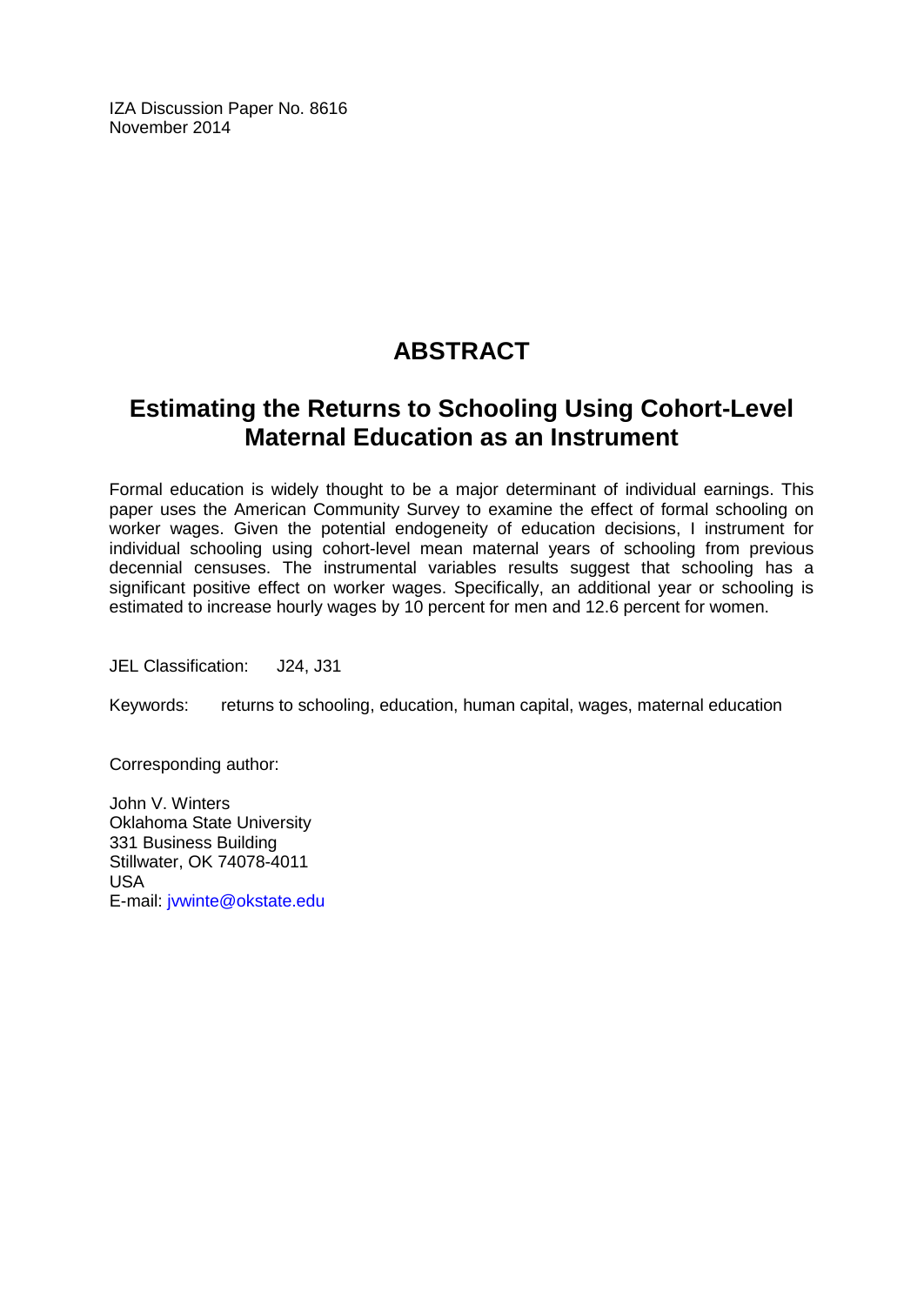IZA Discussion Paper No. 8616
November 2014

# ABSTRACT

## Estimating the Returns to Schooling Using Cohort-Level Maternal Education as an Instrument

Formal education is widely thought to be a major determinant of individual earnings. This paper uses the American Community Survey to examine the effect of formal schooling on worker wages. Given the potential endogeneity of education decisions, I instrument for individual schooling using cohort-level mean maternal years of schooling from previous decennial censuses. The instrumental variables results suggest that schooling has a significant positive effect on worker wages. Specifically, an additional year or schooling is estimated to increase hourly wages by 10 percent for men and 12.6 percent for women.

JEL Classification: J24, J31

Keywords: returns to schooling, education, human capital, wages, maternal education

Corresponding author:

John V. Winters
Oklahoma State University
331 Business Building
Stillwater, OK 74078-4011
USA
E-mail: jvwinte@okstate.edu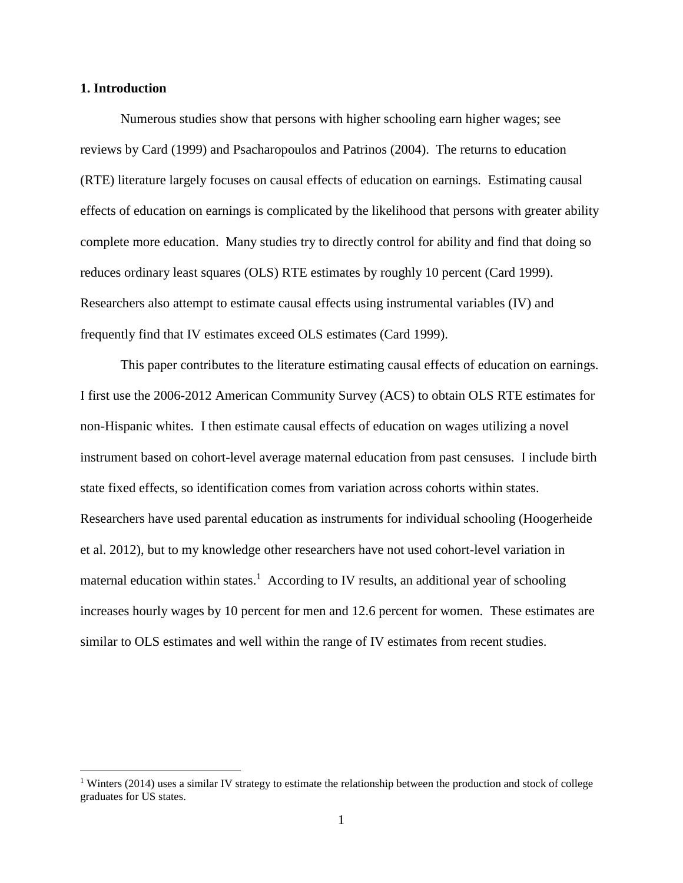## 1. Introduction

Numerous studies show that persons with higher schooling earn higher wages; see reviews by Card (1999) and Psacharopoulos and Patrinos (2004). The returns to education (RTE) literature largely focuses on causal effects of education on earnings. Estimating causal effects of education on earnings is complicated by the likelihood that persons with greater ability complete more education. Many studies try to directly control for ability and find that doing so reduces ordinary least squares (OLS) RTE estimates by roughly 10 percent (Card 1999). Researchers also attempt to estimate causal effects using instrumental variables (IV) and frequently find that IV estimates exceed OLS estimates (Card 1999).

This paper contributes to the literature estimating causal effects of education on earnings. I first use the 2006-2012 American Community Survey (ACS) to obtain OLS RTE estimates for non-Hispanic whites. I then estimate causal effects of education on wages utilizing a novel instrument based on cohort-level average maternal education from past censuses. I include birth state fixed effects, so identification comes from variation across cohorts within states. Researchers have used parental education as instruments for individual schooling (Hoogerheide et al. 2012), but to my knowledge other researchers have not used cohort-level variation in maternal education within states.[1] According to IV results, an additional year of schooling increases hourly wages by 10 percent for men and 12.6 percent for women. These estimates are similar to OLS estimates and well within the range of IV estimates from recent studies.

[1] Winters (2014) uses a similar IV strategy to estimate the relationship between the production and stock of college graduates for US states.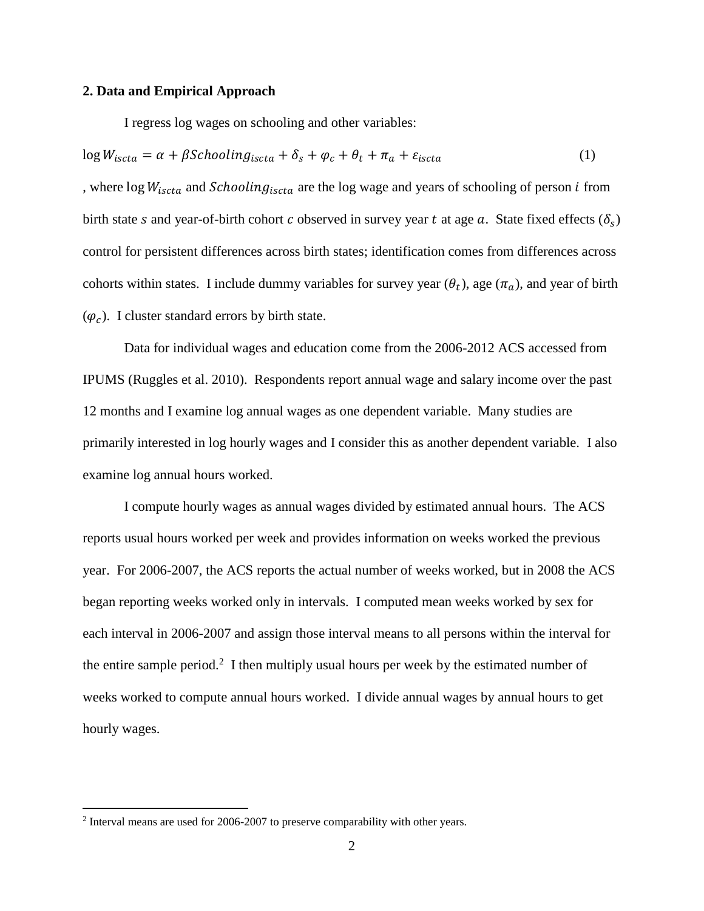## 2. Data and Empirical Approach

I regress log wages on schooling and other variables:

$$\log W_{iscta} = \alpha + \beta Schooling_{iscta} + \delta_s + \varphi_c + \theta_t + \pi_a + \varepsilon_{iscta} \quad (1)$$

, where $\log W_{iscta}$ and $Schooling_{iscta}$ are the log wage and years of schooling of person $i$ from birth state $s$ and year-of-birth cohort $c$ observed in survey year $t$ at age $a$. State fixed effects ($\delta_s$) control for persistent differences across birth states; identification comes from differences across cohorts within states. I include dummy variables for survey year ($\theta_t$), age ($\pi_a$), and year of birth ($\varphi_c$). I cluster standard errors by birth state.

Data for individual wages and education come from the 2006-2012 ACS accessed from IPUMS (Ruggles et al. 2010). Respondents report annual wage and salary income over the past 12 months and I examine log annual wages as one dependent variable. Many studies are primarily interested in log hourly wages and I consider this as another dependent variable. I also examine log annual hours worked.

I compute hourly wages as annual wages divided by estimated annual hours. The ACS reports usual hours worked per week and provides information on weeks worked the previous year. For 2006-2007, the ACS reports the actual number of weeks worked, but in 2008 the ACS began reporting weeks worked only in intervals. I computed mean weeks worked by sex for each interval in 2006-2007 and assign those interval means to all persons within the interval for the entire sample period.[2] I then multiply usual hours per week by the estimated number of weeks worked to compute annual hours worked. I divide annual wages by annual hours to get hourly wages.

[2] Interval means are used for 2006-2007 to preserve comparability with other years.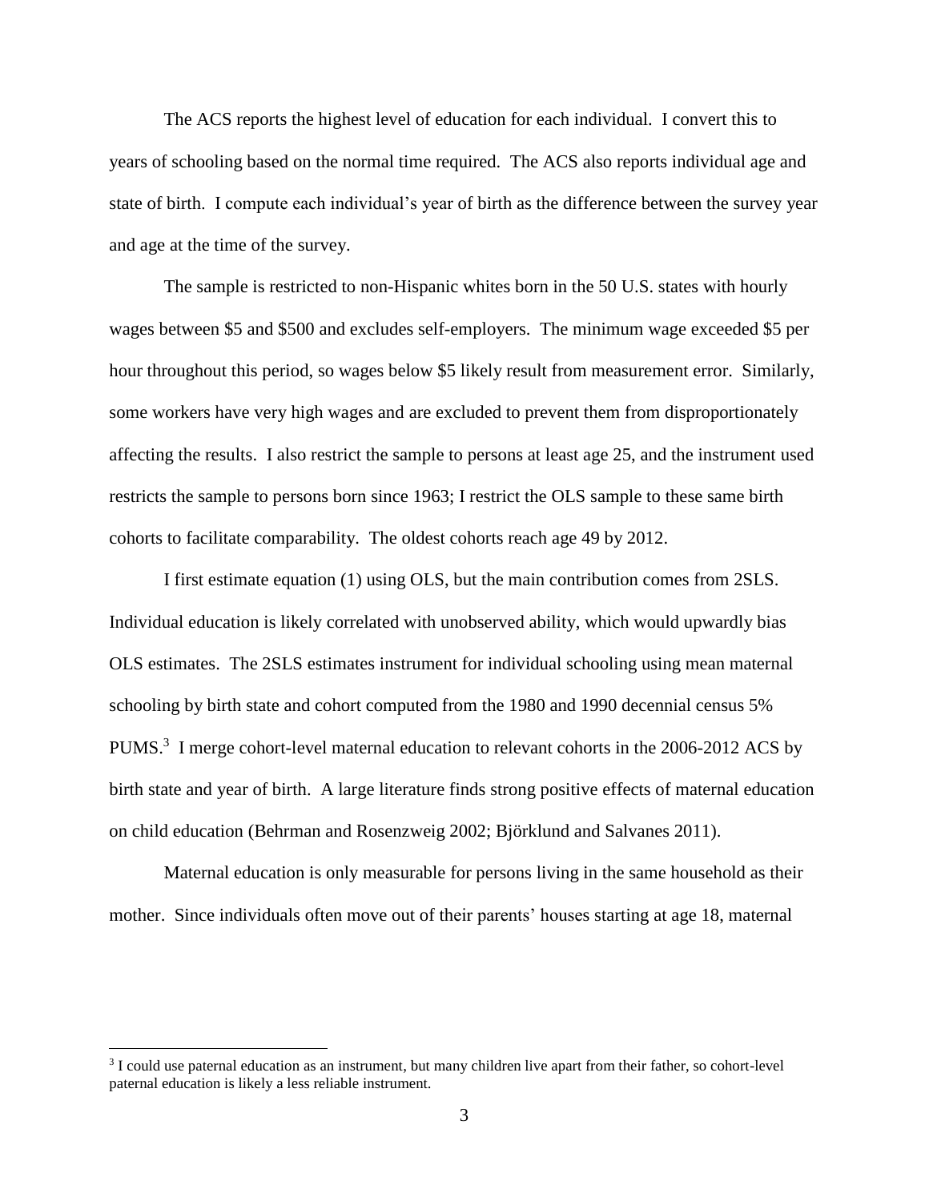The ACS reports the highest level of education for each individual. I convert this to years of schooling based on the normal time required. The ACS also reports individual age and state of birth. I compute each individual's year of birth as the difference between the survey year and age at the time of the survey.

The sample is restricted to non-Hispanic whites born in the 50 U.S. states with hourly wages between \$5 and \$500 and excludes self-employers. The minimum wage exceeded \$5 per hour throughout this period, so wages below \$5 likely result from measurement error. Similarly, some workers have very high wages and are excluded to prevent them from disproportionately affecting the results. I also restrict the sample to persons at least age 25, and the instrument used restricts the sample to persons born since 1963; I restrict the OLS sample to these same birth cohorts to facilitate comparability. The oldest cohorts reach age 49 by 2012.

I first estimate equation (1) using OLS, but the main contribution comes from 2SLS. Individual education is likely correlated with unobserved ability, which would upwardly bias OLS estimates. The 2SLS estimates instrument for individual schooling using mean maternal schooling by birth state and cohort computed from the 1980 and 1990 decennial census 5% PUMS.[3] I merge cohort-level maternal education to relevant cohorts in the 2006-2012 ACS by birth state and year of birth. A large literature finds strong positive effects of maternal education on child education (Behrman and Rosenzweig 2002; Björklund and Salvanes 2011).

Maternal education is only measurable for persons living in the same household as their mother. Since individuals often move out of their parents' houses starting at age 18, maternal

[3] I could use paternal education as an instrument, but many children live apart from their father, so cohort-level paternal education is likely a less reliable instrument.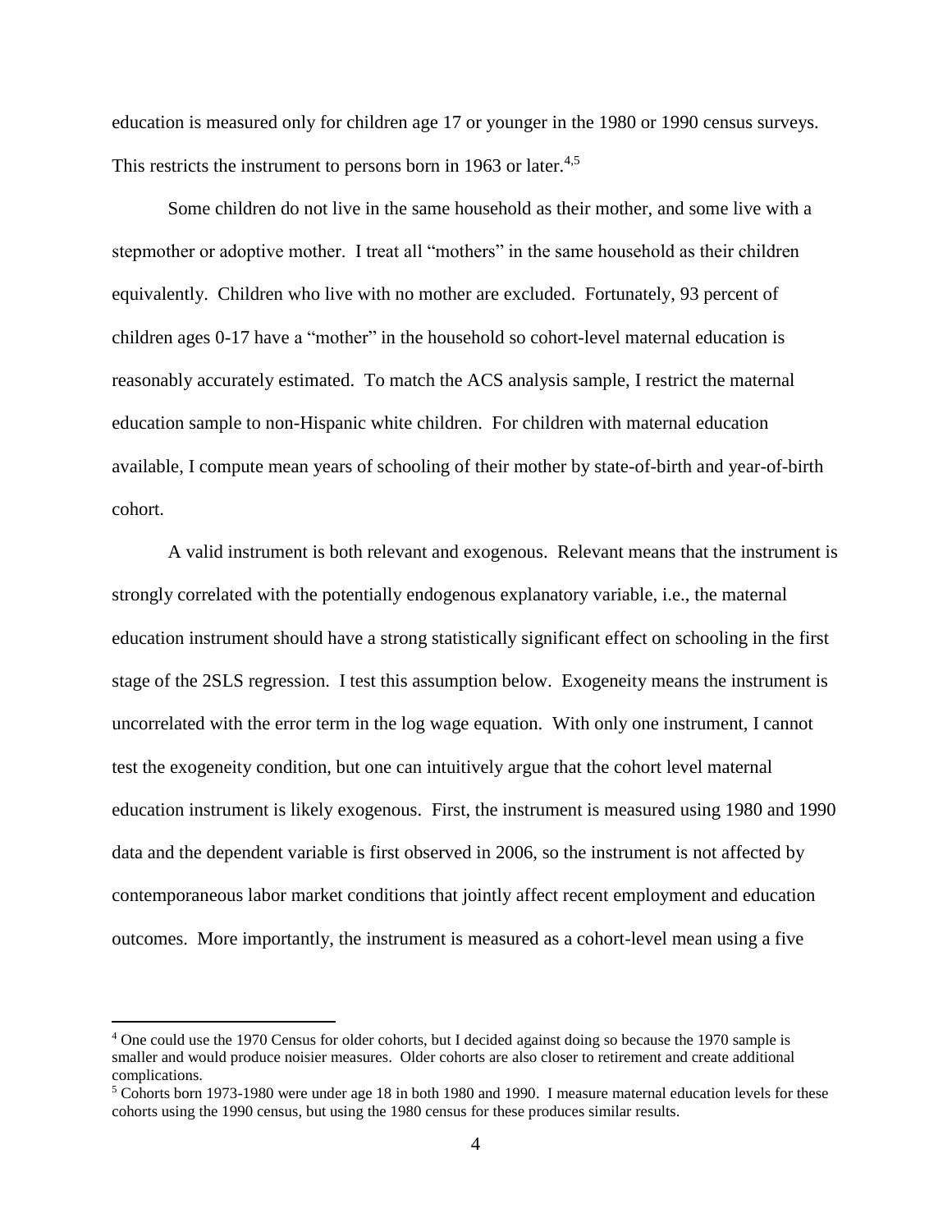education is measured only for children age 17 or younger in the 1980 or 1990 census surveys. This restricts the instrument to persons born in 1963 or later.[4,5]

Some children do not live in the same household as their mother, and some live with a stepmother or adoptive mother. I treat all "mothers" in the same household as their children equivalently. Children who live with no mother are excluded. Fortunately, 93 percent of children ages 0-17 have a "mother" in the household so cohort-level maternal education is reasonably accurately estimated. To match the ACS analysis sample, I restrict the maternal education sample to non-Hispanic white children. For children with maternal education available, I compute mean years of schooling of their mother by state-of-birth and year-of-birth cohort.

A valid instrument is both relevant and exogenous. Relevant means that the instrument is strongly correlated with the potentially endogenous explanatory variable, i.e., the maternal education instrument should have a strong statistically significant effect on schooling in the first stage of the 2SLS regression. I test this assumption below. Exogeneity means the instrument is uncorrelated with the error term in the log wage equation. With only one instrument, I cannot test the exogeneity condition, but one can intuitively argue that the cohort level maternal education instrument is likely exogenous. First, the instrument is measured using 1980 and 1990 data and the dependent variable is first observed in 2006, so the instrument is not affected by contemporaneous labor market conditions that jointly affect recent employment and education outcomes. More importantly, the instrument is measured as a cohort-level mean using a five

---

[4] One could use the 1970 Census for older cohorts, but I decided against doing so because the 1970 sample is smaller and would produce noisier measures. Older cohorts are also closer to retirement and create additional complications.

[5] Cohorts born 1973-1980 were under age 18 in both 1980 and 1990. I measure maternal education levels for these cohorts using the 1990 census, but using the 1980 census for these produces similar results.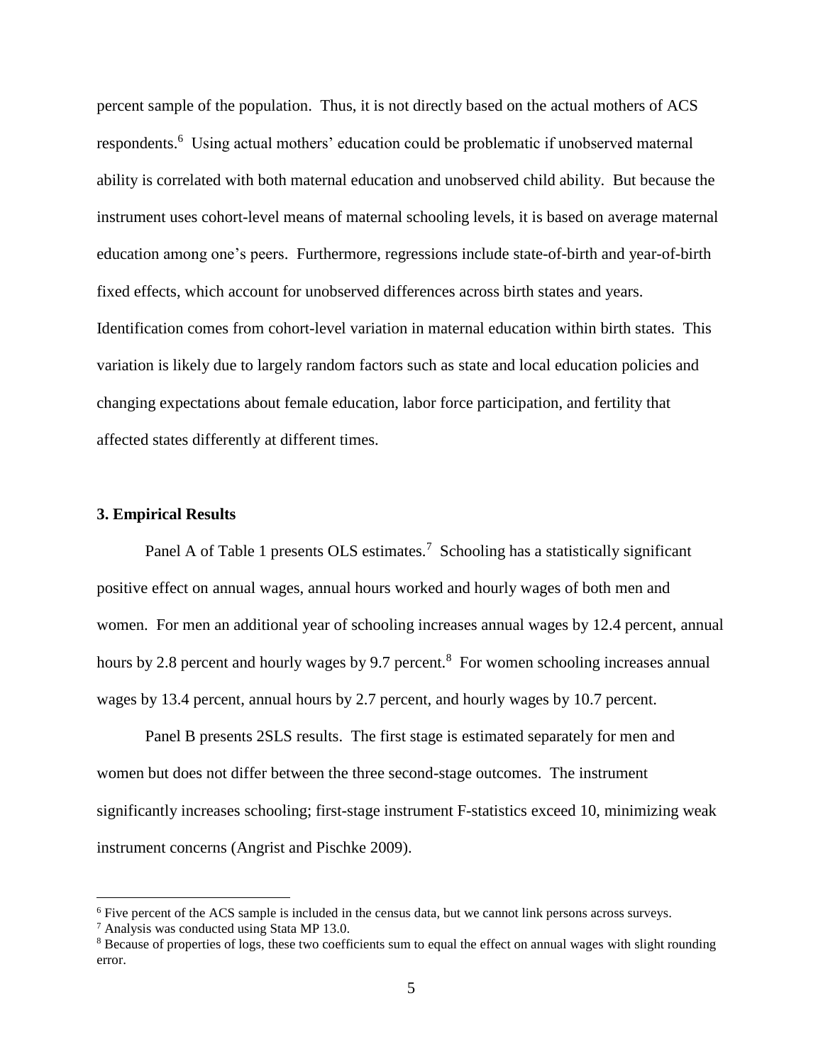percent sample of the population. Thus, it is not directly based on the actual mothers of ACS respondents.[6] Using actual mothers' education could be problematic if unobserved maternal ability is correlated with both maternal education and unobserved child ability. But because the instrument uses cohort-level means of maternal schooling levels, it is based on average maternal education among one's peers. Furthermore, regressions include state-of-birth and year-of-birth fixed effects, which account for unobserved differences across birth states and years. Identification comes from cohort-level variation in maternal education within birth states. This variation is likely due to largely random factors such as state and local education policies and changing expectations about female education, labor force participation, and fertility that affected states differently at different times.

### 3. Empirical Results

Panel A of Table 1 presents OLS estimates.[7] Schooling has a statistically significant positive effect on annual wages, annual hours worked and hourly wages of both men and women. For men an additional year of schooling increases annual wages by 12.4 percent, annual hours by 2.8 percent and hourly wages by 9.7 percent.[8] For women schooling increases annual wages by 13.4 percent, annual hours by 2.7 percent, and hourly wages by 10.7 percent.

Panel B presents 2SLS results. The first stage is estimated separately for men and women but does not differ between the three second-stage outcomes. The instrument significantly increases schooling; first-stage instrument F-statistics exceed 10, minimizing weak instrument concerns (Angrist and Pischke 2009).

---

[6] Five percent of the ACS sample is included in the census data, but we cannot link persons across surveys.

[7] Analysis was conducted using Stata MP 13.0.

[8] Because of properties of logs, these two coefficients sum to equal the effect on annual wages with slight rounding error.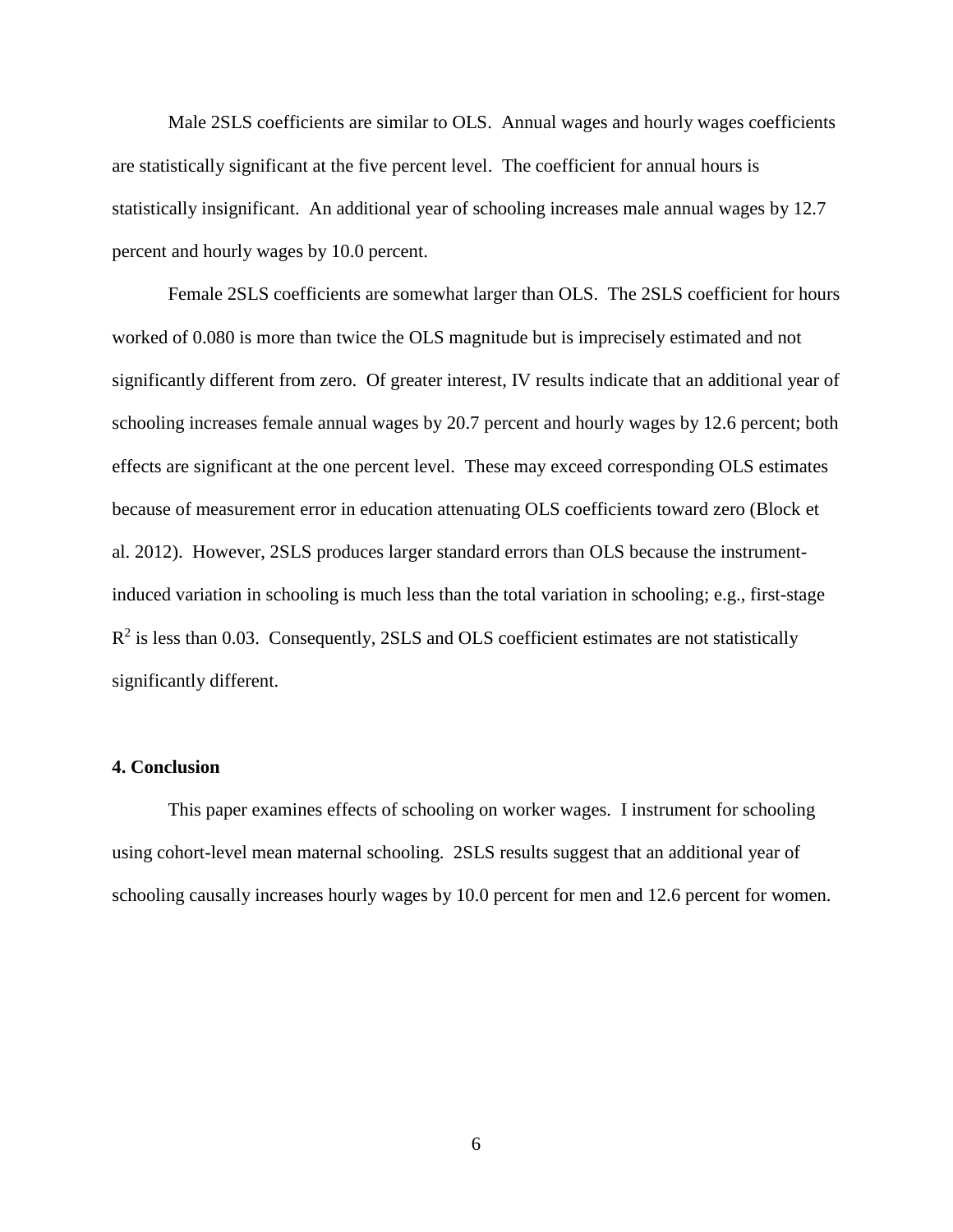Male 2SLS coefficients are similar to OLS. Annual wages and hourly wages coefficients are statistically significant at the five percent level. The coefficient for annual hours is statistically insignificant. An additional year of schooling increases male annual wages by 12.7 percent and hourly wages by 10.0 percent.

Female 2SLS coefficients are somewhat larger than OLS. The 2SLS coefficient for hours worked of 0.080 is more than twice the OLS magnitude but is imprecisely estimated and not significantly different from zero. Of greater interest, IV results indicate that an additional year of schooling increases female annual wages by 20.7 percent and hourly wages by 12.6 percent; both effects are significant at the one percent level. These may exceed corresponding OLS estimates because of measurement error in education attenuating OLS coefficients toward zero (Block et al. 2012). However, 2SLS produces larger standard errors than OLS because the instrument-induced variation in schooling is much less than the total variation in schooling; e.g., first-stage $R^2$ is less than 0.03. Consequently, 2SLS and OLS coefficient estimates are not statistically significantly different.

## 4. Conclusion

This paper examines effects of schooling on worker wages. I instrument for schooling using cohort-level mean maternal schooling. 2SLS results suggest that an additional year of schooling causally increases hourly wages by 10.0 percent for men and 12.6 percent for women.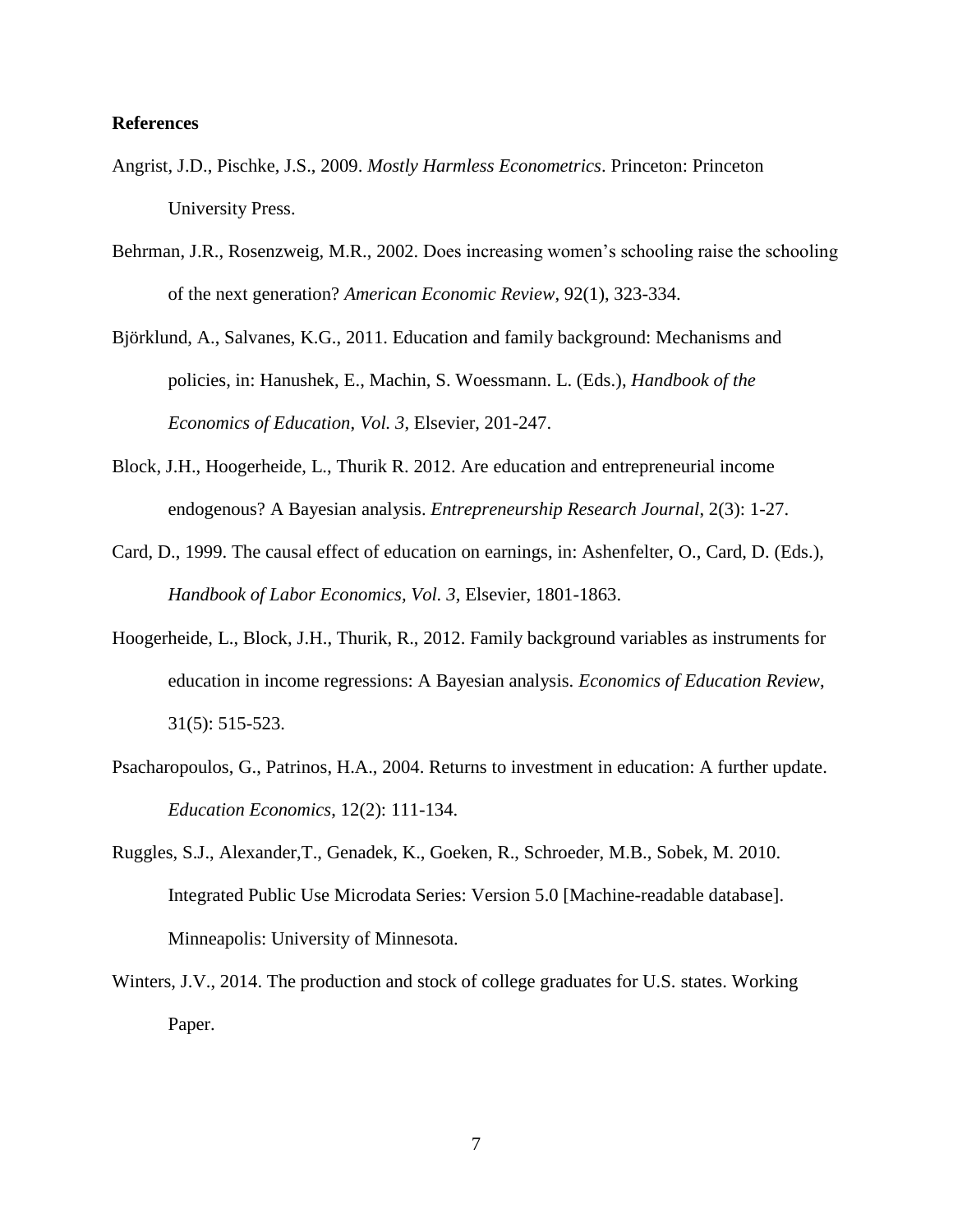**References**

Angrist, J.D., Pischke, J.S., 2009. *Mostly Harmless Econometrics*. Princeton: Princeton University Press.

Behrman, J.R., Rosenzweig, M.R., 2002. Does increasing women's schooling raise the schooling of the next generation? *American Economic Review*, 92(1), 323-334.

Björklund, A., Salvanes, K.G., 2011. Education and family background: Mechanisms and policies, in: Hanushek, E., Machin, S. Woessmann. L. (Eds.), *Handbook of the Economics of Education, Vol. 3*, Elsevier, 201-247.

Block, J.H., Hoogerheide, L., Thurik R. 2012. Are education and entrepreneurial income endogenous? A Bayesian analysis. *Entrepreneurship Research Journal*, 2(3): 1-27.

Card, D., 1999. The causal effect of education on earnings, in: Ashenfelter, O., Card, D. (Eds.), *Handbook of Labor Economics, Vol. 3*, Elsevier, 1801-1863.

Hoogerheide, L., Block, J.H., Thurik, R., 2012. Family background variables as instruments for education in income regressions: A Bayesian analysis. *Economics of Education Review*, 31(5): 515-523.

Psacharopoulos, G., Patrinos, H.A., 2004. Returns to investment in education: A further update. *Education Economics*, 12(2): 111-134.

Ruggles, S.J., Alexander,T., Genadek, K., Goeken, R., Schroeder, M.B., Sobek, M. 2010. Integrated Public Use Microdata Series: Version 5.0 [Machine-readable database]. Minneapolis: University of Minnesota.

Winters, J.V., 2014. The production and stock of college graduates for U.S. states. Working Paper.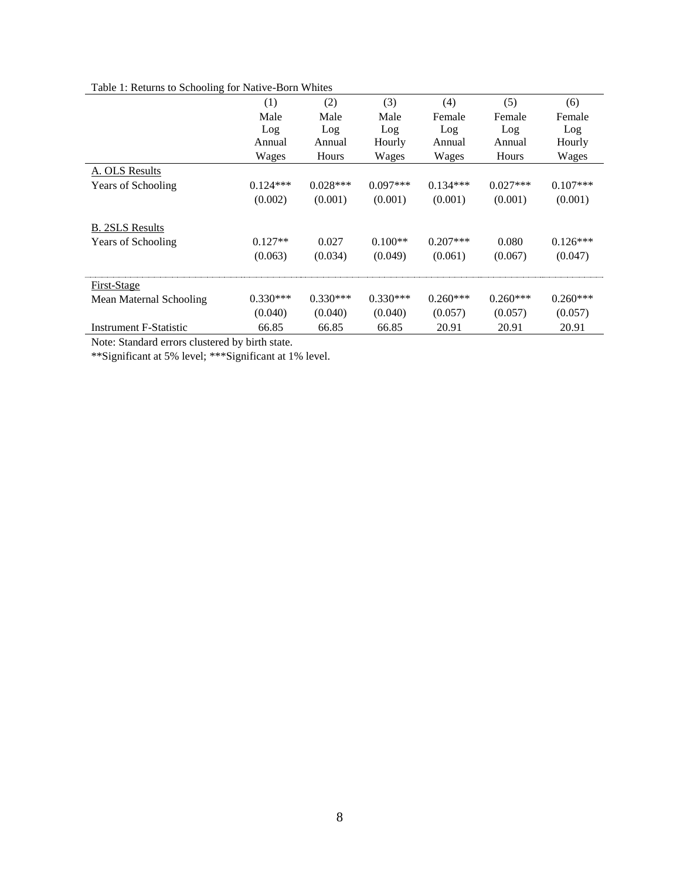Table 1: Returns to Schooling for Native-Born Whites

| | (1) Male Log Annual Wages | (2) Male Log Annual Hours | (3) Male Log Hourly Wages | (4) Female Log Annual Wages | (5) Female Log Annual Hours | (6) Female Log Hourly Wages |
|---|---|---|---|---|---|---|
| A. OLS Results | | | | | | |
| Years of Schooling | 0.124*** | 0.028*** | 0.097*** | 0.134*** | 0.027*** | 0.107*** |
| | (0.002) | (0.001) | (0.001) | (0.001) | (0.001) | (0.001) |
| B. 2SLS Results | | | | | | |
| Years of Schooling | 0.127** | 0.027 | 0.100** | 0.207*** | 0.080 | 0.126*** |
| | (0.063) | (0.034) | (0.049) | (0.061) | (0.067) | (0.047) |
| First-Stage | | | | | | |
| Mean Maternal Schooling | 0.330*** | 0.330*** | 0.330*** | 0.260*** | 0.260*** | 0.260*** |
| | (0.040) | (0.040) | (0.040) | (0.057) | (0.057) | (0.057) |
| Instrument F-Statistic | 66.85 | 66.85 | 66.85 | 20.91 | 20.91 | 20.91 |

Note: Standard errors clustered by birth state.

**Significant at 5% level; ***Significant at 1% level.